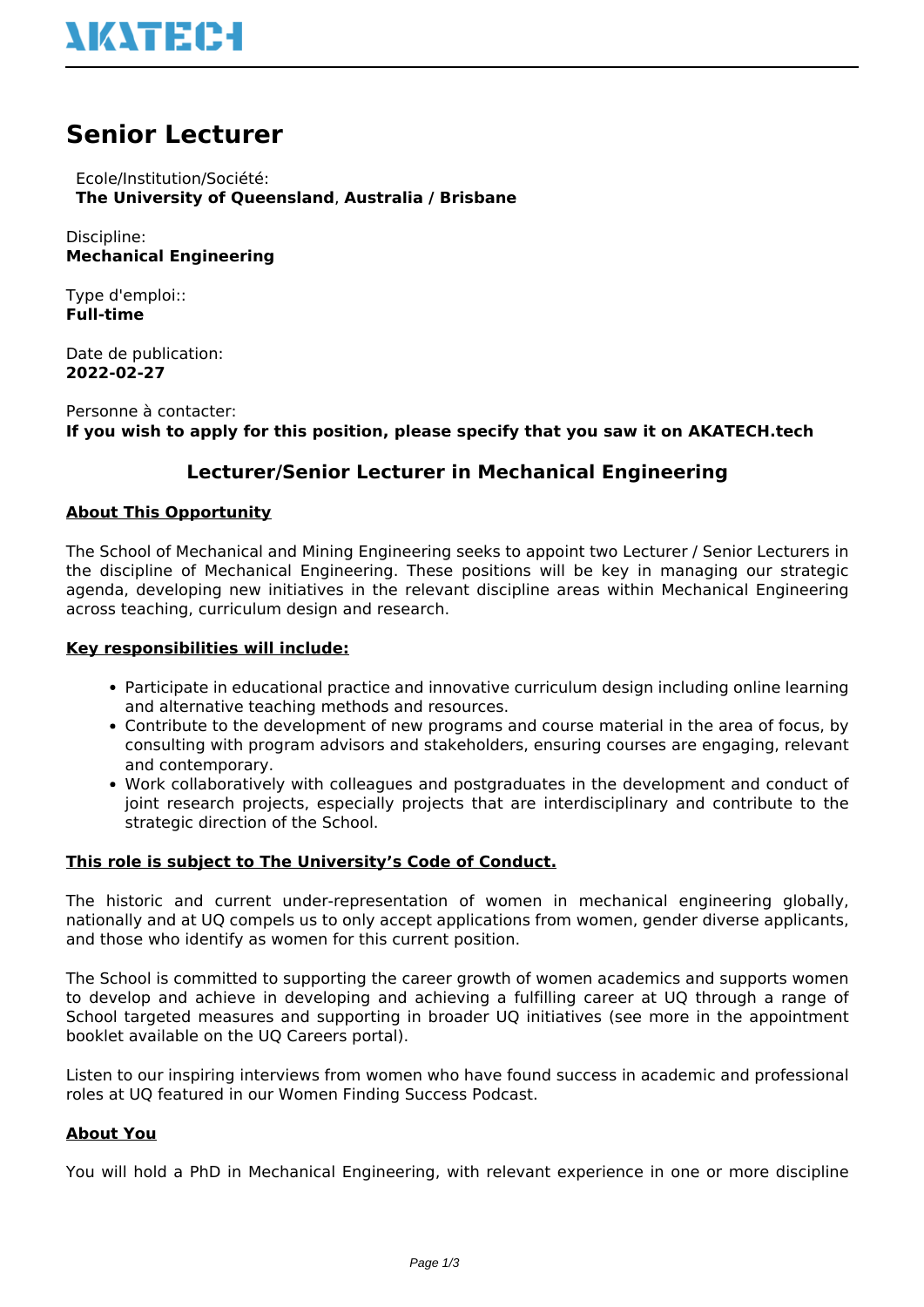# Senior Lecturer

Ecole/Institution/Société:
**The University of Queensland**, **Australia / Brisbane**

Discipline:
**Mechanical Engineering**

Type d'emploi::
**Full-time**

Date de publication:
**2022-02-27**

Personne à contacter:
**If you wish to apply for this position, please specify that you saw it on AKATECH.tech**

## Lecturer/Senior Lecturer in Mechanical Engineering

**About This Opportunity**

The School of Mechanical and Mining Engineering seeks to appoint two Lecturer / Senior Lecturers in the discipline of Mechanical Engineering. These positions will be key in managing our strategic agenda, developing new initiatives in the relevant discipline areas within Mechanical Engineering across teaching, curriculum design and research.

**Key responsibilities will include:**

- Participate in educational practice and innovative curriculum design including online learning and alternative teaching methods and resources.
- Contribute to the development of new programs and course material in the area of focus, by consulting with program advisors and stakeholders, ensuring courses are engaging, relevant and contemporary.
- Work collaboratively with colleagues and postgraduates in the development and conduct of joint research projects, especially projects that are interdisciplinary and contribute to the strategic direction of the School.

**This role is subject to The University's Code of Conduct.**

The historic and current under-representation of women in mechanical engineering globally, nationally and at UQ compels us to only accept applications from women, gender diverse applicants, and those who identify as women for this current position.

The School is committed to supporting the career growth of women academics and supports women to develop and achieve in developing and achieving a fulfilling career at UQ through a range of School targeted measures and supporting in broader UQ initiatives (see more in the appointment booklet available on the UQ Careers portal).

Listen to our inspiring interviews from women who have found success in academic and professional roles at UQ featured in our Women Finding Success Podcast.

**About You**

You will hold a PhD in Mechanical Engineering, with relevant experience in one or more discipline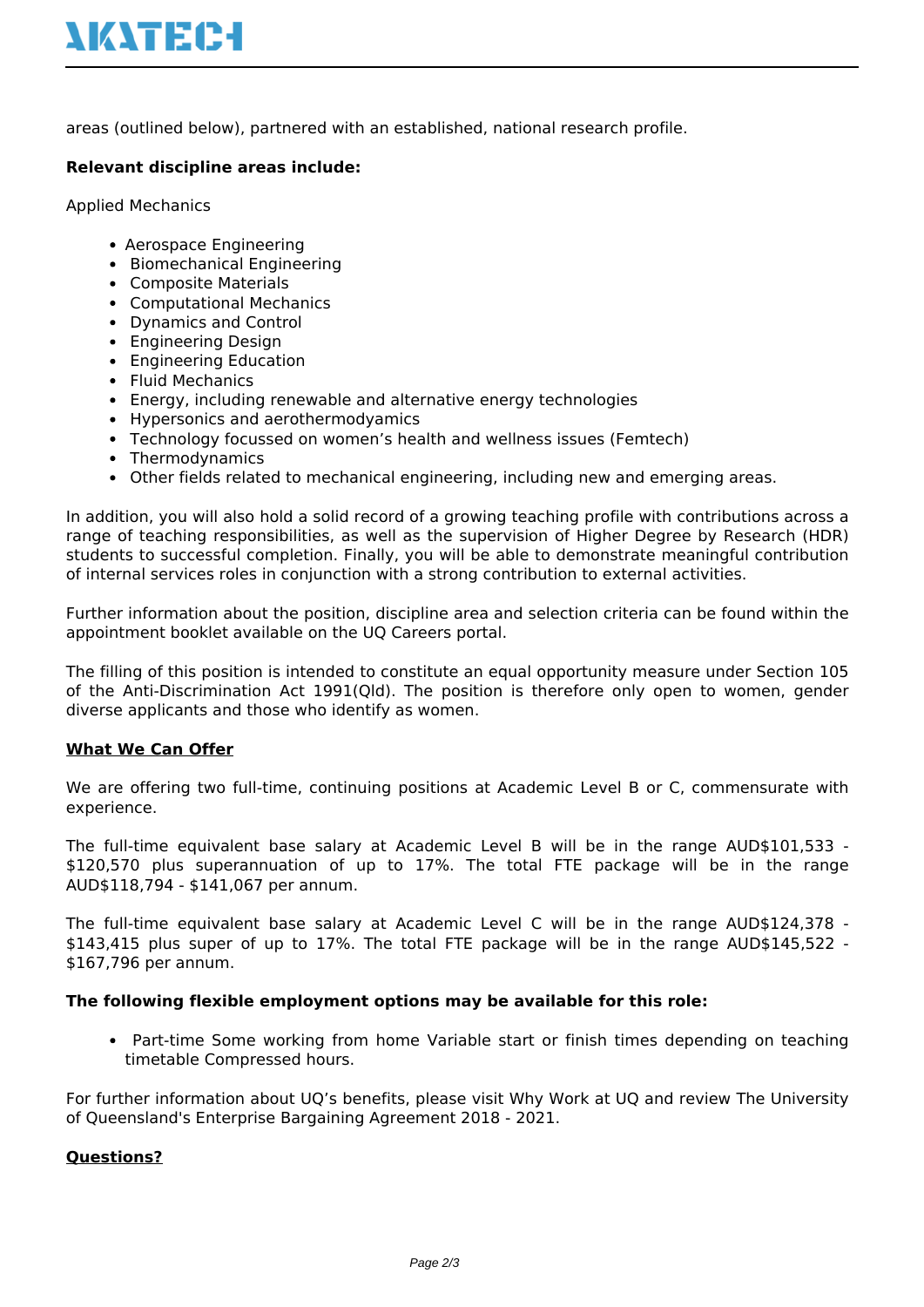areas (outlined below), partnered with an established, national research profile.

**Relevant discipline areas include:**

Applied Mechanics

- Aerospace Engineering
- Biomechanical Engineering
- Composite Materials
- Computational Mechanics
- Dynamics and Control
- Engineering Design
- Engineering Education
- Fluid Mechanics
- Energy, including renewable and alternative energy technologies
- Hypersonics and aerothermodyamics
- Technology focussed on women's health and wellness issues (Femtech)
- Thermodynamics
- Other fields related to mechanical engineering, including new and emerging areas.

In addition, you will also hold a solid record of a growing teaching profile with contributions across a range of teaching responsibilities, as well as the supervision of Higher Degree by Research (HDR) students to successful completion. Finally, you will be able to demonstrate meaningful contribution of internal services roles in conjunction with a strong contribution to external activities.

Further information about the position, discipline area and selection criteria can be found within the appointment booklet available on the UQ Careers portal.

The filling of this position is intended to constitute an equal opportunity measure under Section 105 of the Anti-Discrimination Act 1991(Qld). The position is therefore only open to women, gender diverse applicants and those who identify as women.

**What We Can Offer**

We are offering two full-time, continuing positions at Academic Level B or C, commensurate with experience.

The full-time equivalent base salary at Academic Level B will be in the range AUD$101,533 - $120,570 plus superannuation of up to 17%. The total FTE package will be in the range AUD$118,794 - $141,067 per annum.

The full-time equivalent base salary at Academic Level C will be in the range AUD$124,378 - $143,415 plus super of up to 17%. The total FTE package will be in the range AUD$145,522 - $167,796 per annum.

**The following flexible employment options may be available for this role:**

- Part-time Some working from home Variable start or finish times depending on teaching timetable Compressed hours.

For further information about UQ's benefits, please visit Why Work at UQ and review The University of Queensland's Enterprise Bargaining Agreement 2018 - 2021.

**Questions?**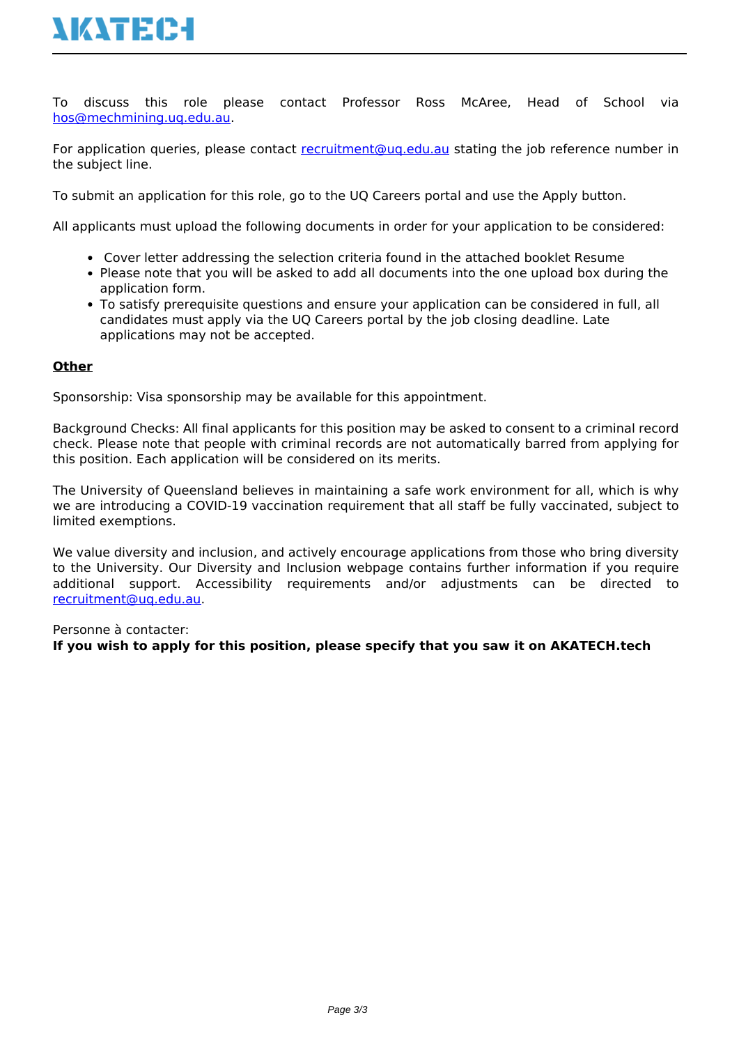To discuss this role please contact Professor Ross McAree, Head of School via hos@mechmining.uq.edu.au.

For application queries, please contact recruitment@uq.edu.au stating the job reference number in the subject line.

To submit an application for this role, go to the UQ Careers portal and use the Apply button.

All applicants must upload the following documents in order for your application to be considered:

- Cover letter addressing the selection criteria found in the attached booklet Resume
- Please note that you will be asked to add all documents into the one upload box during the application form.
- To satisfy prerequisite questions and ensure your application can be considered in full, all candidates must apply via the UQ Careers portal by the job closing deadline. Late applications may not be accepted.

**Other**

Sponsorship: Visa sponsorship may be available for this appointment.

Background Checks: All final applicants for this position may be asked to consent to a criminal record check. Please note that people with criminal records are not automatically barred from applying for this position. Each application will be considered on its merits.

The University of Queensland believes in maintaining a safe work environment for all, which is why we are introducing a COVID-19 vaccination requirement that all staff be fully vaccinated, subject to limited exemptions.

We value diversity and inclusion, and actively encourage applications from those who bring diversity to the University. Our Diversity and Inclusion webpage contains further information if you require additional support. Accessibility requirements and/or adjustments can be directed to recruitment@uq.edu.au.

Personne à contacter:
**If you wish to apply for this position, please specify that you saw it on AKATECH.tech**